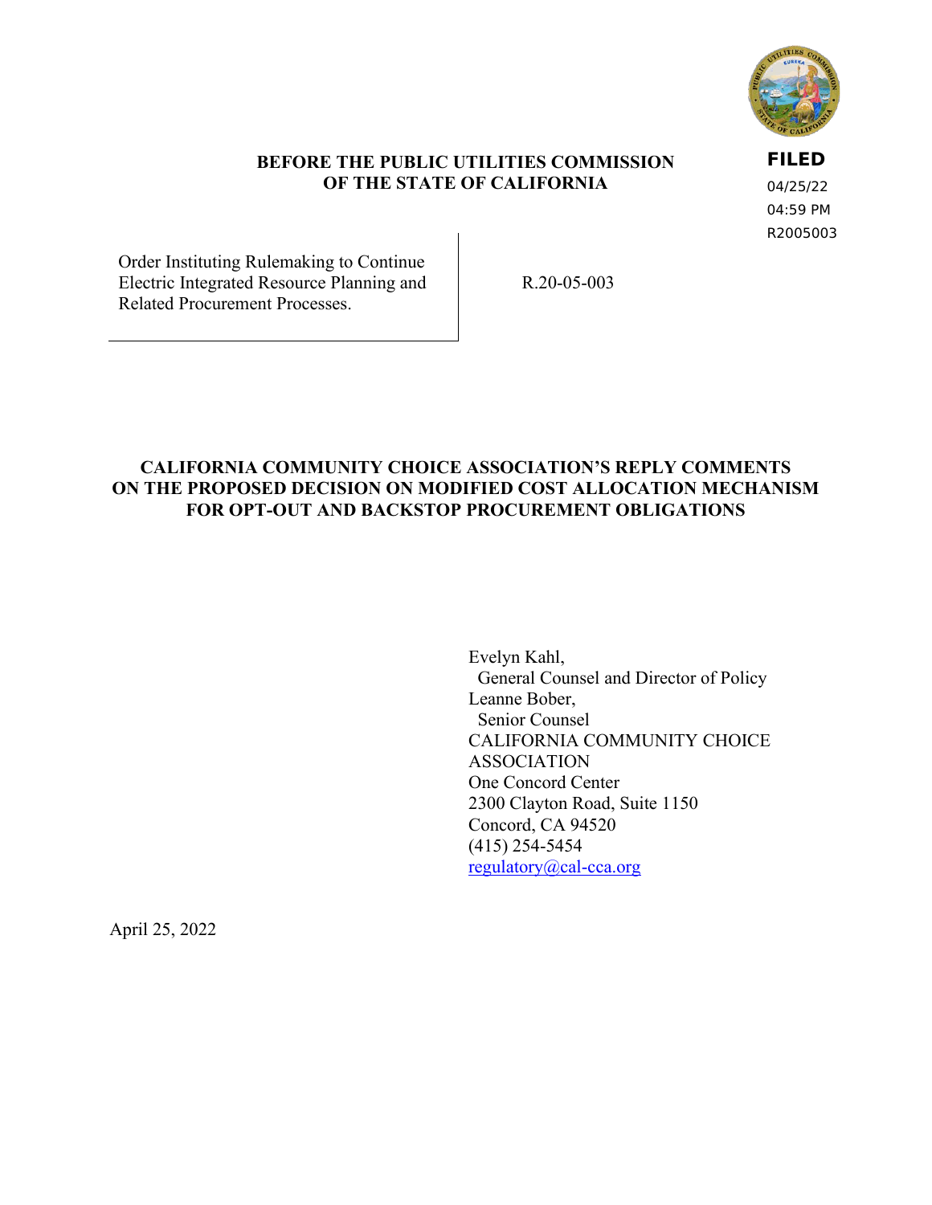FILED
04/25/22
04:59 PM
R2005003

**BEFORE THE PUBLIC UTILITIES COMMISSION OF THE STATE OF CALIFORNIA**

| Order Instituting Rulemaking to Continue Electric Integrated Resource Planning and Related Procurement Processes. | R.20-05-003 |
|---|---|

# CALIFORNIA COMMUNITY CHOICE ASSOCIATION'S REPLY COMMENTS ON THE PROPOSED DECISION ON MODIFIED COST ALLOCATION MECHANISM FOR OPT-OUT AND BACKSTOP PROCUREMENT OBLIGATIONS

Evelyn Kahl,
General Counsel and Director of Policy
Leanne Bober,
Senior Counsel
CALIFORNIA COMMUNITY CHOICE ASSOCIATION
One Concord Center
2300 Clayton Road, Suite 1150
Concord, CA 94520
(415) 254-5454
regulatory@cal-cca.org

April 25, 2022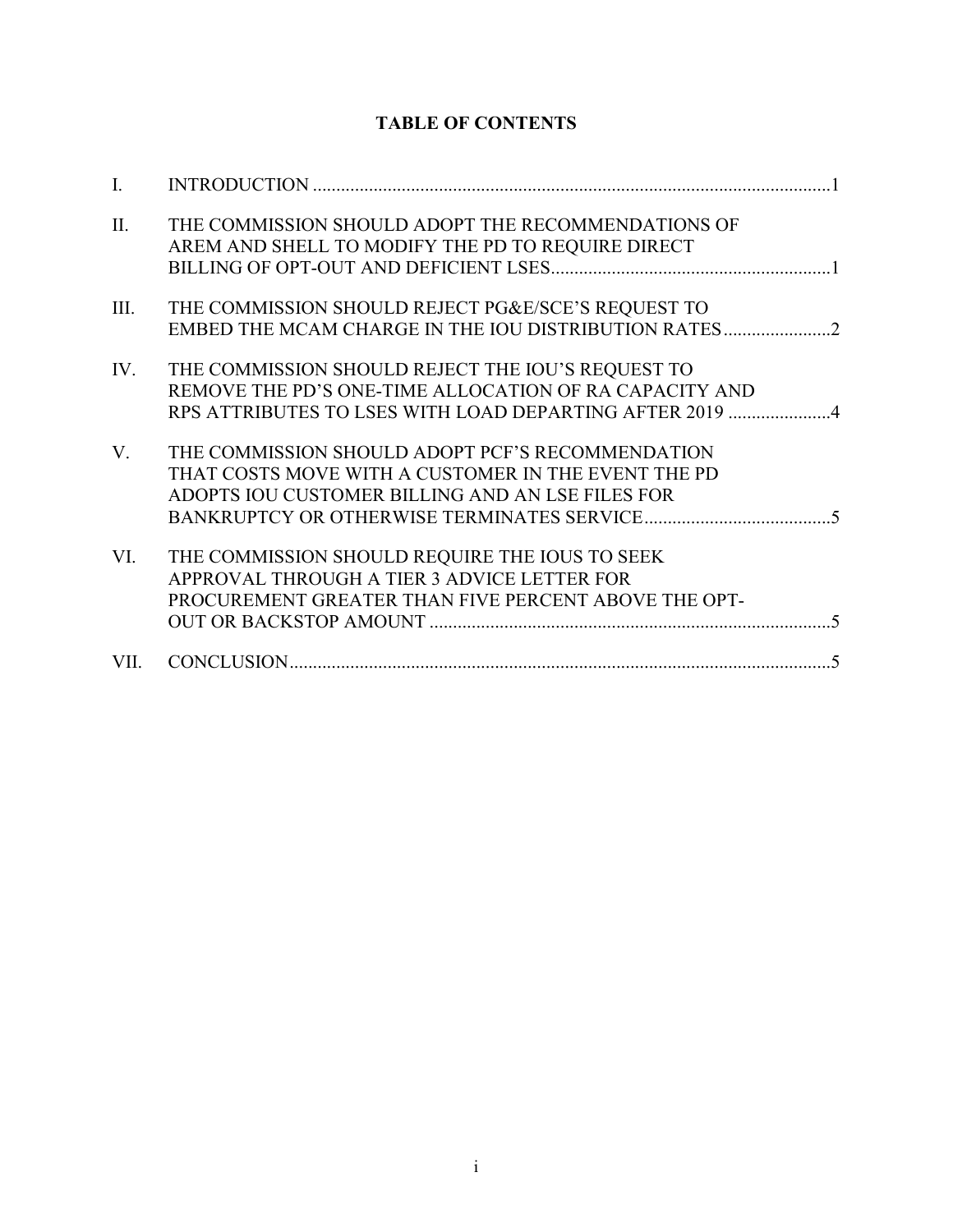# TABLE OF CONTENTS

| | | |
|---|---|---|
| I. | INTRODUCTION | 1 |
| II. | THE COMMISSION SHOULD ADOPT THE RECOMMENDATIONS OF AREM AND SHELL TO MODIFY THE PD TO REQUIRE DIRECT BILLING OF OPT-OUT AND DEFICIENT LSES | 1 |
| III. | THE COMMISSION SHOULD REJECT PG&E/SCE'S REQUEST TO EMBED THE MCAM CHARGE IN THE IOU DISTRIBUTION RATES | 2 |
| IV. | THE COMMISSION SHOULD REJECT THE IOU'S REQUEST TO REMOVE THE PD'S ONE-TIME ALLOCATION OF RA CAPACITY AND RPS ATTRIBUTES TO LSES WITH LOAD DEPARTING AFTER 2019 | 4 |
| V. | THE COMMISSION SHOULD ADOPT PCF'S RECOMMENDATION THAT COSTS MOVE WITH A CUSTOMER IN THE EVENT THE PD ADOPTS IOU CUSTOMER BILLING AND AN LSE FILES FOR BANKRUPTCY OR OTHERWISE TERMINATES SERVICE | 5 |
| VI. | THE COMMISSION SHOULD REQUIRE THE IOUS TO SEEK APPROVAL THROUGH A TIER 3 ADVICE LETTER FOR PROCUREMENT GREATER THAN FIVE PERCENT ABOVE THE OPT-OUT OR BACKSTOP AMOUNT | 5 |
| VII. | CONCLUSION | 5 |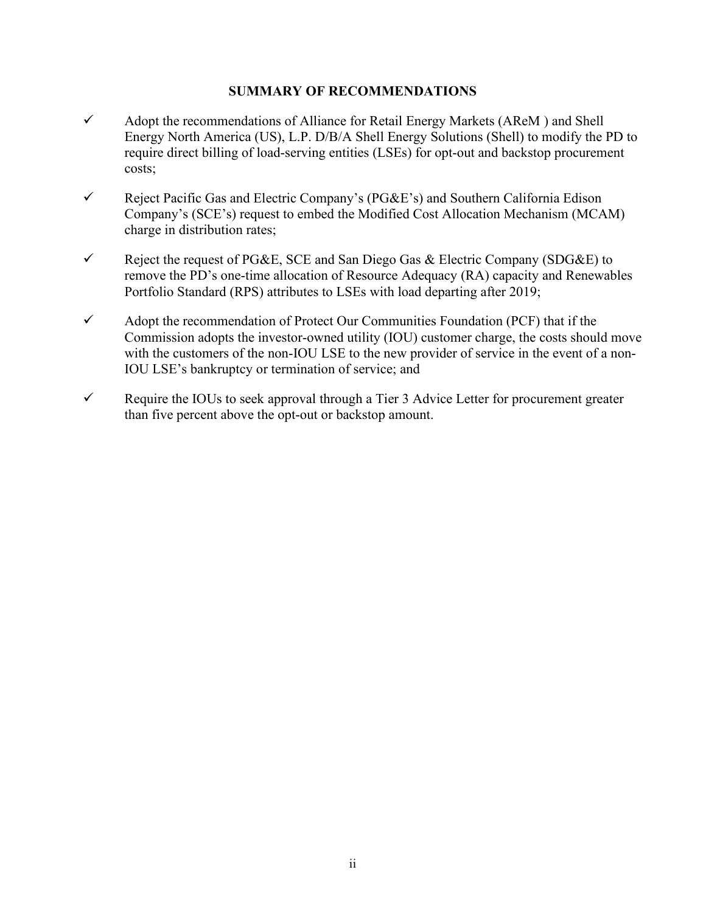## SUMMARY OF RECOMMENDATIONS

- ✓ Adopt the recommendations of Alliance for Retail Energy Markets (AReM ) and Shell Energy North America (US), L.P. D/B/A Shell Energy Solutions (Shell) to modify the PD to require direct billing of load-serving entities (LSEs) for opt-out and backstop procurement costs;
- ✓ Reject Pacific Gas and Electric Company's (PG&E's) and Southern California Edison Company's (SCE's) request to embed the Modified Cost Allocation Mechanism (MCAM) charge in distribution rates;
- ✓ Reject the request of PG&E, SCE and San Diego Gas & Electric Company (SDG&E) to remove the PD's one-time allocation of Resource Adequacy (RA) capacity and Renewables Portfolio Standard (RPS) attributes to LSEs with load departing after 2019;
- ✓ Adopt the recommendation of Protect Our Communities Foundation (PCF) that if the Commission adopts the investor-owned utility (IOU) customer charge, the costs should move with the customers of the non-IOU LSE to the new provider of service in the event of a non-IOU LSE's bankruptcy or termination of service; and
- ✓ Require the IOUs to seek approval through a Tier 3 Advice Letter for procurement greater than five percent above the opt-out or backstop amount.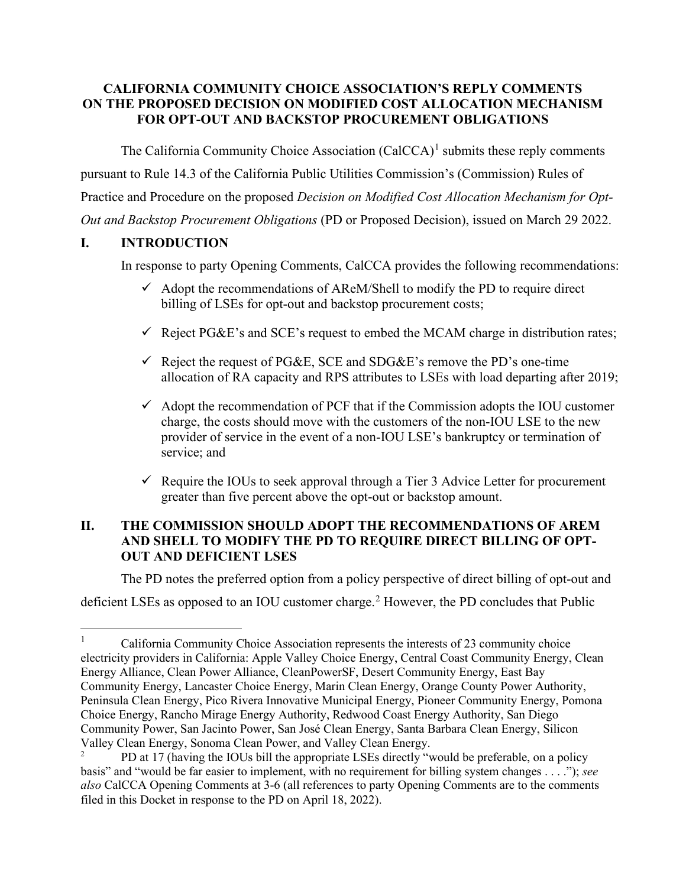**CALIFORNIA COMMUNITY CHOICE ASSOCIATION'S REPLY COMMENTS ON THE PROPOSED DECISION ON MODIFIED COST ALLOCATION MECHANISM FOR OPT-OUT AND BACKSTOP PROCUREMENT OBLIGATIONS**

The California Community Choice Association (CalCCA)[1] submits these reply comments pursuant to Rule 14.3 of the California Public Utilities Commission's (Commission) Rules of Practice and Procedure on the proposed *Decision on Modified Cost Allocation Mechanism for Opt-Out and Backstop Procurement Obligations* (PD or Proposed Decision), issued on March 29 2022.

## I. INTRODUCTION

In response to party Opening Comments, CalCCA provides the following recommendations:

- ✓ Adopt the recommendations of AReM/Shell to modify the PD to require direct billing of LSEs for opt-out and backstop procurement costs;
- ✓ Reject PG&E's and SCE's request to embed the MCAM charge in distribution rates;
- ✓ Reject the request of PG&E, SCE and SDG&E's remove the PD's one-time allocation of RA capacity and RPS attributes to LSEs with load departing after 2019;
- ✓ Adopt the recommendation of PCF that if the Commission adopts the IOU customer charge, the costs should move with the customers of the non-IOU LSE to the new provider of service in the event of a non-IOU LSE's bankruptcy or termination of service; and
- ✓ Require the IOUs to seek approval through a Tier 3 Advice Letter for procurement greater than five percent above the opt-out or backstop amount.

## II. THE COMMISSION SHOULD ADOPT THE RECOMMENDATIONS OF AREM AND SHELL TO MODIFY THE PD TO REQUIRE DIRECT BILLING OF OPT-OUT AND DEFICIENT LSES

The PD notes the preferred option from a policy perspective of direct billing of opt-out and deficient LSEs as opposed to an IOU customer charge.[2] However, the PD concludes that Public

---

[1] California Community Choice Association represents the interests of 23 community choice electricity providers in California: Apple Valley Choice Energy, Central Coast Community Energy, Clean Energy Alliance, Clean Power Alliance, CleanPowerSF, Desert Community Energy, East Bay Community Energy, Lancaster Choice Energy, Marin Clean Energy, Orange County Power Authority, Peninsula Clean Energy, Pico Rivera Innovative Municipal Energy, Pioneer Community Energy, Pomona Choice Energy, Rancho Mirage Energy Authority, Redwood Coast Energy Authority, San Diego Community Power, San Jacinto Power, San José Clean Energy, Santa Barbara Clean Energy, Silicon Valley Clean Energy, Sonoma Clean Power, and Valley Clean Energy.

[2] PD at 17 (having the IOUs bill the appropriate LSEs directly "would be preferable, on a policy basis" and "would be far easier to implement, with no requirement for billing system changes . . . ."); *see also* CalCCA Opening Comments at 3-6 (all references to party Opening Comments are to the comments filed in this Docket in response to the PD on April 18, 2022).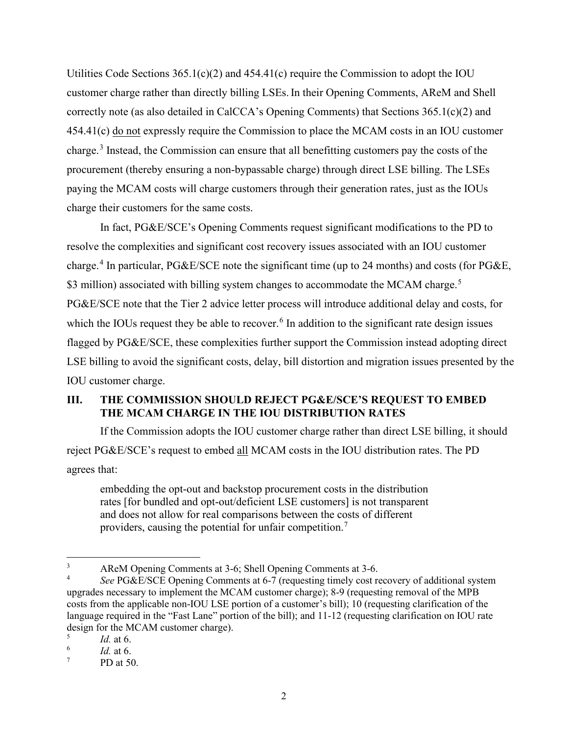Utilities Code Sections 365.1(c)(2) and 454.41(c) require the Commission to adopt the IOU customer charge rather than directly billing LSEs. In their Opening Comments, AReM and Shell correctly note (as also detailed in CalCCA's Opening Comments) that Sections 365.1(c)(2) and 454.41(c) do not expressly require the Commission to place the MCAM costs in an IOU customer charge.[3] Instead, the Commission can ensure that all benefitting customers pay the costs of the procurement (thereby ensuring a non-bypassable charge) through direct LSE billing. The LSEs paying the MCAM costs will charge customers through their generation rates, just as the IOUs charge their customers for the same costs.

In fact, PG&E/SCE's Opening Comments request significant modifications to the PD to resolve the complexities and significant cost recovery issues associated with an IOU customer charge.[4] In particular, PG&E/SCE note the significant time (up to 24 months) and costs (for PG&E, \$3 million) associated with billing system changes to accommodate the MCAM charge.[5] PG&E/SCE note that the Tier 2 advice letter process will introduce additional delay and costs, for which the IOUs request they be able to recover.[6] In addition to the significant rate design issues flagged by PG&E/SCE, these complexities further support the Commission instead adopting direct LSE billing to avoid the significant costs, delay, bill distortion and migration issues presented by the IOU customer charge.

## III. THE COMMISSION SHOULD REJECT PG&E/SCE'S REQUEST TO EMBED THE MCAM CHARGE IN THE IOU DISTRIBUTION RATES

If the Commission adopts the IOU customer charge rather than direct LSE billing, it should reject PG&E/SCE's request to embed all MCAM costs in the IOU distribution rates. The PD agrees that:

> embedding the opt-out and backstop procurement costs in the distribution rates [for bundled and opt-out/deficient LSE customers] is not transparent and does not allow for real comparisons between the costs of different providers, causing the potential for unfair competition.[7]

---

[3] AReM Opening Comments at 3-6; Shell Opening Comments at 3-6.

[4] *See* PG&E/SCE Opening Comments at 6-7 (requesting timely cost recovery of additional system upgrades necessary to implement the MCAM customer charge); 8-9 (requesting removal of the MPB costs from the applicable non-IOU LSE portion of a customer's bill); 10 (requesting clarification of the language required in the "Fast Lane" portion of the bill); and 11-12 (requesting clarification on IOU rate design for the MCAM customer charge).

[5] *Id.* at 6.

[6] *Id.* at 6.

[7] PD at 50.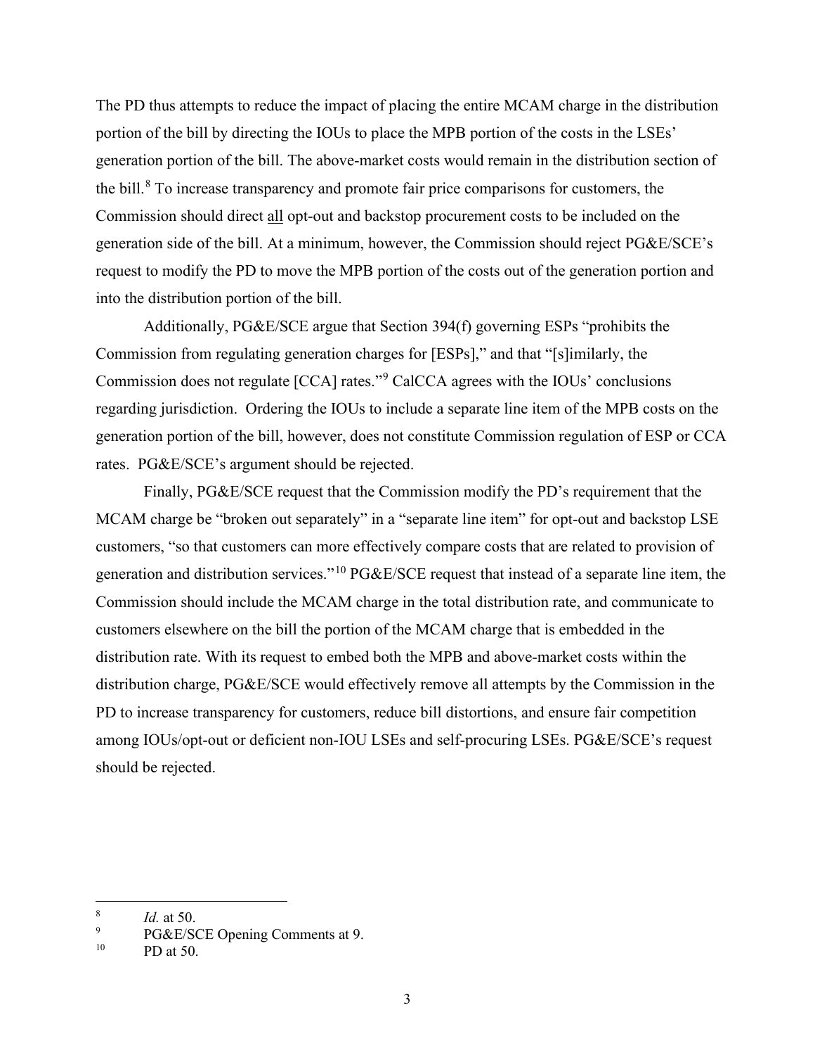The PD thus attempts to reduce the impact of placing the entire MCAM charge in the distribution portion of the bill by directing the IOUs to place the MPB portion of the costs in the LSEs' generation portion of the bill. The above-market costs would remain in the distribution section of the bill.[8] To increase transparency and promote fair price comparisons for customers, the Commission should direct all opt-out and backstop procurement costs to be included on the generation side of the bill. At a minimum, however, the Commission should reject PG&E/SCE's request to modify the PD to move the MPB portion of the costs out of the generation portion and into the distribution portion of the bill.

Additionally, PG&E/SCE argue that Section 394(f) governing ESPs "prohibits the Commission from regulating generation charges for [ESPs]," and that "[s]imilarly, the Commission does not regulate [CCA] rates."[9] CalCCA agrees with the IOUs' conclusions regarding jurisdiction. Ordering the IOUs to include a separate line item of the MPB costs on the generation portion of the bill, however, does not constitute Commission regulation of ESP or CCA rates. PG&E/SCE's argument should be rejected.

Finally, PG&E/SCE request that the Commission modify the PD's requirement that the MCAM charge be "broken out separately" in a "separate line item" for opt-out and backstop LSE customers, "so that customers can more effectively compare costs that are related to provision of generation and distribution services."[10] PG&E/SCE request that instead of a separate line item, the Commission should include the MCAM charge in the total distribution rate, and communicate to customers elsewhere on the bill the portion of the MCAM charge that is embedded in the distribution rate. With its request to embed both the MPB and above-market costs within the distribution charge, PG&E/SCE would effectively remove all attempts by the Commission in the PD to increase transparency for customers, reduce bill distortions, and ensure fair competition among IOUs/opt-out or deficient non-IOU LSEs and self-procuring LSEs. PG&E/SCE's request should be rejected.

---

[8] *Id.* at 50.

[9] PG&E/SCE Opening Comments at 9.

[10] PD at 50.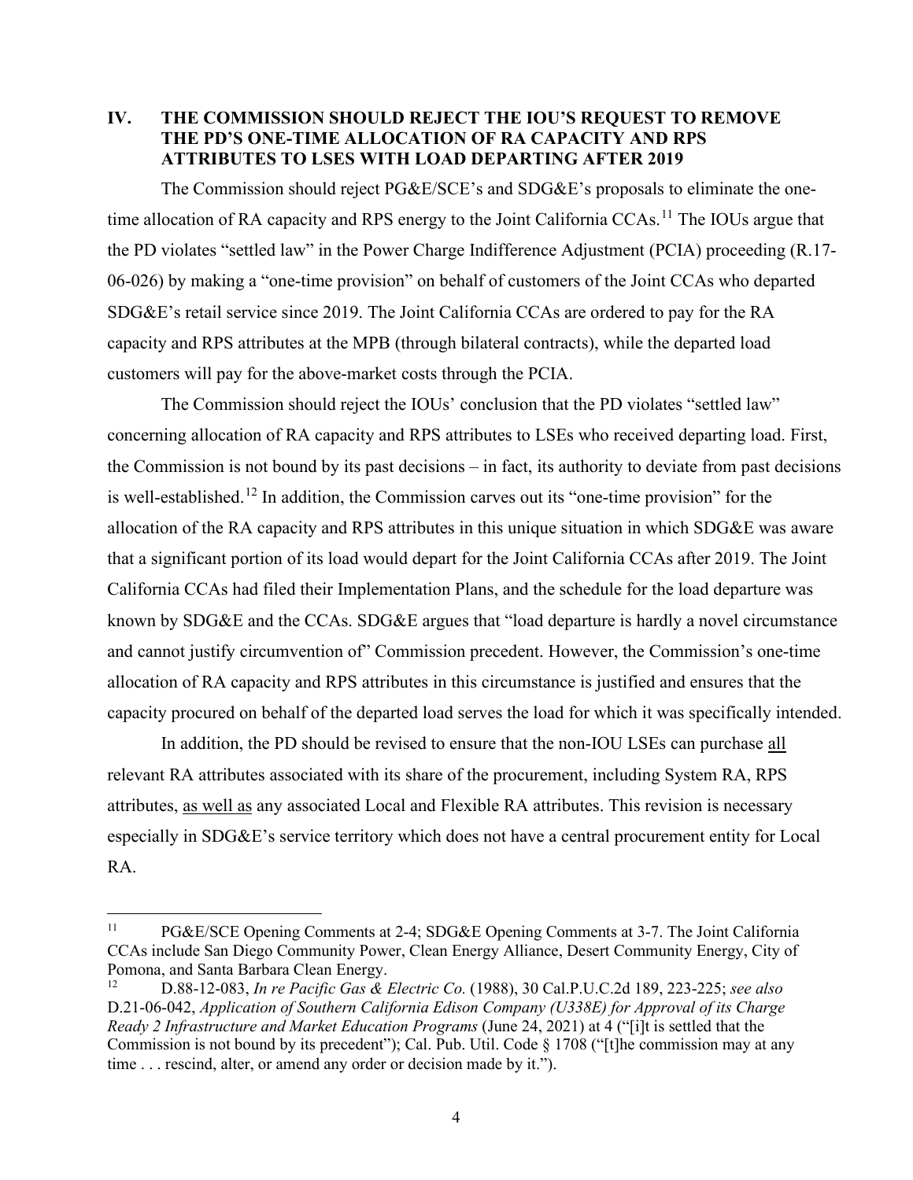## IV. THE COMMISSION SHOULD REJECT THE IOU'S REQUEST TO REMOVE THE PD'S ONE-TIME ALLOCATION OF RA CAPACITY AND RPS ATTRIBUTES TO LSES WITH LOAD DEPARTING AFTER 2019

The Commission should reject PG&E/SCE's and SDG&E's proposals to eliminate the one-time allocation of RA capacity and RPS energy to the Joint California CCAs.[11] The IOUs argue that the PD violates "settled law" in the Power Charge Indifference Adjustment (PCIA) proceeding (R.17-06-026) by making a "one-time provision" on behalf of customers of the Joint CCAs who departed SDG&E's retail service since 2019. The Joint California CCAs are ordered to pay for the RA capacity and RPS attributes at the MPB (through bilateral contracts), while the departed load customers will pay for the above-market costs through the PCIA.

The Commission should reject the IOUs' conclusion that the PD violates "settled law" concerning allocation of RA capacity and RPS attributes to LSEs who received departing load. First, the Commission is not bound by its past decisions – in fact, its authority to deviate from past decisions is well-established.[12] In addition, the Commission carves out its "one-time provision" for the allocation of the RA capacity and RPS attributes in this unique situation in which SDG&E was aware that a significant portion of its load would depart for the Joint California CCAs after 2019. The Joint California CCAs had filed their Implementation Plans, and the schedule for the load departure was known by SDG&E and the CCAs. SDG&E argues that "load departure is hardly a novel circumstance and cannot justify circumvention of" Commission precedent. However, the Commission's one-time allocation of RA capacity and RPS attributes in this circumstance is justified and ensures that the capacity procured on behalf of the departed load serves the load for which it was specifically intended.

In addition, the PD should be revised to ensure that the non-IOU LSEs can purchase <u>all</u> relevant RA attributes associated with its share of the procurement, including System RA, RPS attributes, <u>as well as</u> any associated Local and Flexible RA attributes. This revision is necessary especially in SDG&E's service territory which does not have a central procurement entity for Local RA.

---

[11] PG&E/SCE Opening Comments at 2-4; SDG&E Opening Comments at 3-7. The Joint California CCAs include San Diego Community Power, Clean Energy Alliance, Desert Community Energy, City of Pomona, and Santa Barbara Clean Energy.

[12] D.88-12-083, *In re Pacific Gas & Electric Co.* (1988), 30 Cal.P.U.C.2d 189, 223-225; *see also* D.21-06-042, *Application of Southern California Edison Company (U338E) for Approval of its Charge Ready 2 Infrastructure and Market Education Programs* (June 24, 2021) at 4 ("[i]t is settled that the Commission is not bound by its precedent"); Cal. Pub. Util. Code § 1708 ("[t]he commission may at any time . . . rescind, alter, or amend any order or decision made by it.").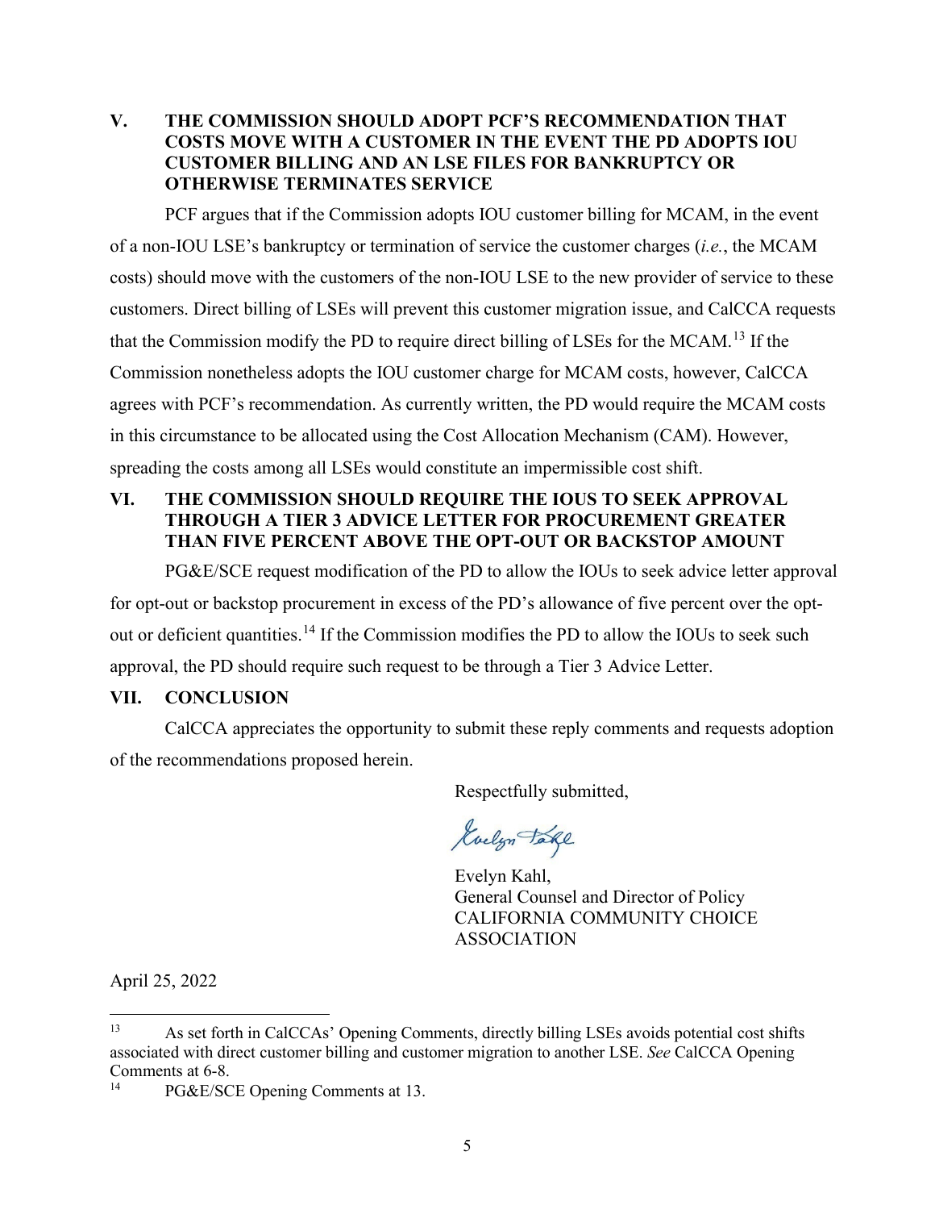## V. THE COMMISSION SHOULD ADOPT PCF'S RECOMMENDATION THAT COSTS MOVE WITH A CUSTOMER IN THE EVENT THE PD ADOPTS IOU CUSTOMER BILLING AND AN LSE FILES FOR BANKRUPTCY OR OTHERWISE TERMINATES SERVICE

PCF argues that if the Commission adopts IOU customer billing for MCAM, in the event of a non-IOU LSE's bankruptcy or termination of service the customer charges (*i.e.*, the MCAM costs) should move with the customers of the non-IOU LSE to the new provider of service to these customers. Direct billing of LSEs will prevent this customer migration issue, and CalCCA requests that the Commission modify the PD to require direct billing of LSEs for the MCAM.[13] If the Commission nonetheless adopts the IOU customer charge for MCAM costs, however, CalCCA agrees with PCF's recommendation. As currently written, the PD would require the MCAM costs in this circumstance to be allocated using the Cost Allocation Mechanism (CAM). However, spreading the costs among all LSEs would constitute an impermissible cost shift.

## VI. THE COMMISSION SHOULD REQUIRE THE IOUS TO SEEK APPROVAL THROUGH A TIER 3 ADVICE LETTER FOR PROCUREMENT GREATER THAN FIVE PERCENT ABOVE THE OPT-OUT OR BACKSTOP AMOUNT

PG&E/SCE request modification of the PD to allow the IOUs to seek advice letter approval for opt-out or backstop procurement in excess of the PD's allowance of five percent over the opt-out or deficient quantities.[14] If the Commission modifies the PD to allow the IOUs to seek such approval, the PD should require such request to be through a Tier 3 Advice Letter.

## VII. CONCLUSION

CalCCA appreciates the opportunity to submit these reply comments and requests adoption of the recommendations proposed herein.

Respectfully submitted,

Evelyn Kahl,
General Counsel and Director of Policy
CALIFORNIA COMMUNITY CHOICE ASSOCIATION

April 25, 2022

---

[13] As set forth in CalCCAs' Opening Comments, directly billing LSEs avoids potential cost shifts associated with direct customer billing and customer migration to another LSE. *See* CalCCA Opening Comments at 6-8.

[14] PG&E/SCE Opening Comments at 13.